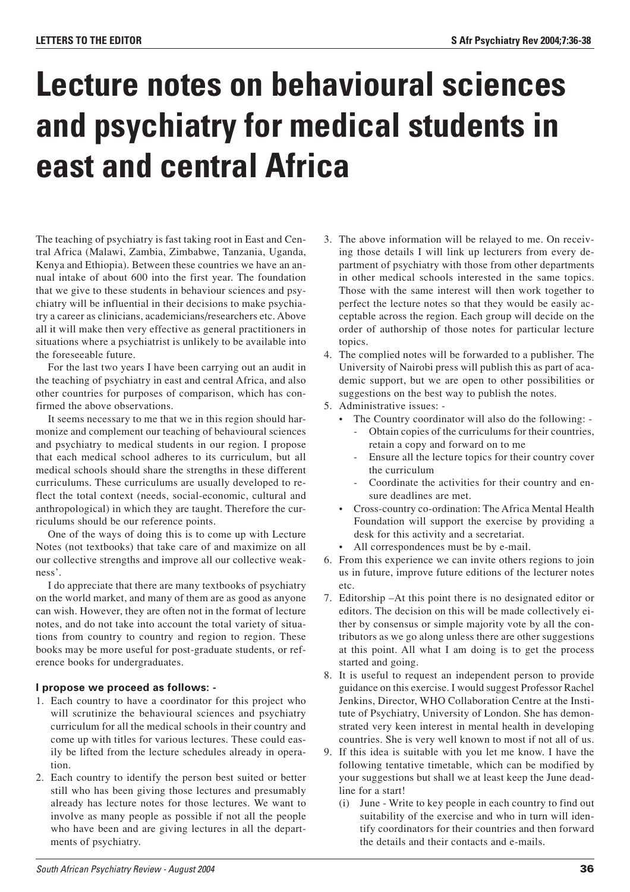# Lecture notes on behavioural sciences and psychiatry for medical students in east and central Africa

The teaching of psychiatry is fast taking root in East and Central Africa (Malawi, Zambia, Zimbabwe, Tanzania, Uganda, Kenya and Ethiopia). Between these countries we have an annual intake of about 600 into the first year. The foundation that we give to these students in behaviour sciences and psychiatry will be influential in their decisions to make psychiatry a career as clinicians, academicians/researchers etc. Above all it will make then very effective as general practitioners in situations where a psychiatrist is unlikely to be available into the foreseeable future.

For the last two years I have been carrying out an audit in the teaching of psychiatry in east and central Africa, and also other countries for purposes of comparison, which has confirmed the above observations.

It seems necessary to me that we in this region should harmonize and complement our teaching of behavioural sciences and psychiatry to medical students in our region. I propose that each medical school adheres to its curriculum, but all medical schools should share the strengths in these different curriculums. These curriculums are usually developed to reflect the total context (needs, social-economic, cultural and anthropological) in which they are taught. Therefore the curriculums should be our reference points.

One of the ways of doing this is to come up with Lecture Notes (not textbooks) that take care of and maximize on all our collective strengths and improve all our collective weakness'.

I do appreciate that there are many textbooks of psychiatry on the world market, and many of them are as good as anyone can wish. However, they are often not in the format of lecture notes, and do not take into account the total variety of situations from country to country and region to region. These books may be more useful for post-graduate students, or reference books for undergraduates.

**I propose we proceed as follows: -**

1. Each country to have a coordinator for this project who will scrutinize the behavioural sciences and psychiatry curriculum for all the medical schools in their country and come up with titles for various lectures. These could easily be lifted from the lecture schedules already in operation.
2. Each country to identify the person best suited or better still who has been giving those lectures and presumably already has lecture notes for those lectures. We want to involve as many people as possible if not all the people who have been and are giving lectures in all the departments of psychiatry.
3. The above information will be relayed to me. On receiving those details I will link up lecturers from every department of psychiatry with those from other departments in other medical schools interested in the same topics. Those with the same interest will then work together to perfect the lecture notes so that they would be easily acceptable across the region. Each group will decide on the order of authorship of those notes for particular lecture topics.
4. The complied notes will be forwarded to a publisher. The University of Nairobi press will publish this as part of academic support, but we are open to other possibilities or suggestions on the best way to publish the notes.
5. Administrative issues: -
   - The Country coordinator will also do the following: -
     - Obtain copies of the curriculums for their countries, retain a copy and forward on to me
     - Ensure all the lecture topics for their country cover the curriculum
     - Coordinate the activities for their country and ensure deadlines are met.
   - Cross-country co-ordination: The Africa Mental Health Foundation will support the exercise by providing a desk for this activity and a secretariat.
   - All correspondences must be by e-mail.
6. From this experience we can invite others regions to join us in future, improve future editions of the lecturer notes etc.
7. Editorship –At this point there is no designated editor or editors. The decision on this will be made collectively either by consensus or simple majority vote by all the contributors as we go along unless there are other suggestions at this point. All what I am doing is to get the process started and going.
8. It is useful to request an independent person to provide guidance on this exercise. I would suggest Professor Rachel Jenkins, Director, WHO Collaboration Centre at the Institute of Psychiatry, University of London. She has demonstrated very keen interest in mental health in developing countries. She is very well known to most if not all of us.
9. If this idea is suitable with you let me know. I have the following tentative timetable, which can be modified by your suggestions but shall we at least keep the June deadline for a start!
   (i) June - Write to key people in each country to find out suitability of the exercise and who in turn will identify coordinators for their countries and then forward the details and their contacts and e-mails.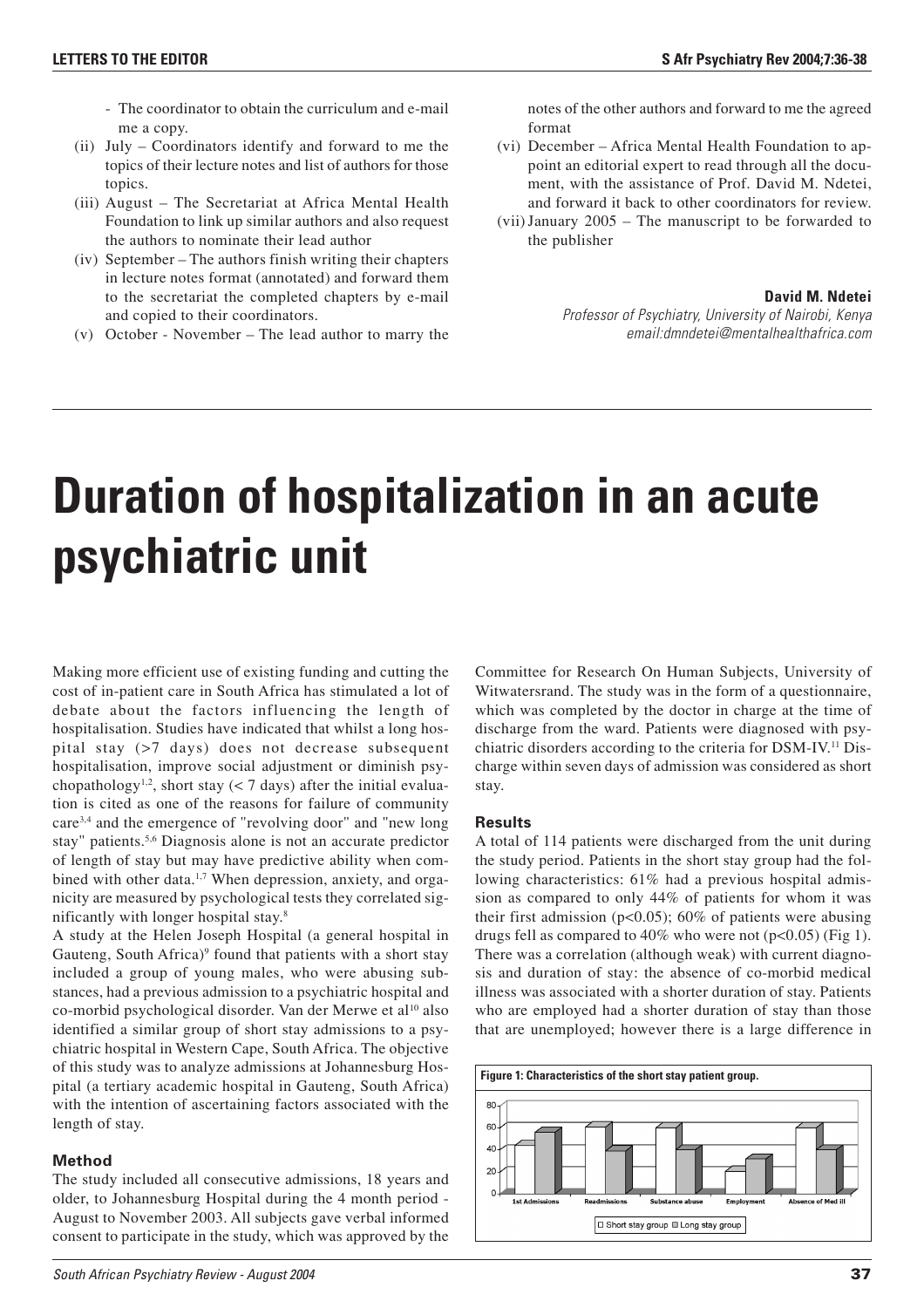- The coordinator to obtain the curriculum and e-mail me a copy.

(ii) July – Coordinators identify and forward to me the topics of their lecture notes and list of authors for those topics.

(iii) August – The Secretariat at Africa Mental Health Foundation to link up similar authors and also request the authors to nominate their lead author

(iv) September – The authors finish writing their chapters in lecture notes format (annotated) and forward them to the secretariat the completed chapters by e-mail and copied to their coordinators.

(v) October - November – The lead author to marry the notes of the other authors and forward to me the agreed format

(vi) December – Africa Mental Health Foundation to appoint an editorial expert to read through all the document, with the assistance of Prof. David M. Ndetei, and forward it back to other coordinators for review.

(vii) January 2005 – The manuscript to be forwarded to the publisher

**David M. Ndetei**
*Professor of Psychiatry, University of Nairobi, Kenya*
*email:dmndetei@mentalhealthafrica.com*

# Duration of hospitalization in an acute psychiatric unit

Making more efficient use of existing funding and cutting the cost of in-patient care in South Africa has stimulated a lot of debate about the factors influencing the length of hospitalisation. Studies have indicated that whilst a long hospital stay (>7 days) does not decrease subsequent hospitalisation, improve social adjustment or diminish psychopathology[1,2], short stay (< 7 days) after the initial evaluation is cited as one of the reasons for failure of community care[3,4] and the emergence of "revolving door" and "new long stay" patients.[5,6] Diagnosis alone is not an accurate predictor of length of stay but may have predictive ability when combined with other data.[1,7] When depression, anxiety, and organicity are measured by psychological tests they correlated significantly with longer hospital stay.[8]

A study at the Helen Joseph Hospital (a general hospital in Gauteng, South Africa)[9] found that patients with a short stay included a group of young males, who were abusing substances, had a previous admission to a psychiatric hospital and co-morbid psychological disorder. Van der Merwe et al[10] also identified a similar group of short stay admissions to a psychiatric hospital in Western Cape, South Africa. The objective of this study was to analyze admissions at Johannesburg Hospital (a tertiary academic hospital in Gauteng, South Africa) with the intention of ascertaining factors associated with the length of stay.

### Method

The study included all consecutive admissions, 18 years and older, to Johannesburg Hospital during the 4 month period - August to November 2003. All subjects gave verbal informed consent to participate in the study, which was approved by the Committee for Research On Human Subjects, University of Witwatersrand. The study was in the form of a questionnaire, which was completed by the doctor in charge at the time of discharge from the ward. Patients were diagnosed with psychiatric disorders according to the criteria for DSM-IV.[11] Discharge within seven days of admission was considered as short stay.

### Results

A total of 114 patients were discharged from the unit during the study period. Patients in the short stay group had the following characteristics: 61% had a previous hospital admission as compared to only 44% of patients for whom it was their first admission ($p<0.05$); 60% of patients were abusing drugs fell as compared to 40% who were not ($p<0.05$) (Fig 1). There was a correlation (although weak) with current diagnosis and duration of stay: the absence of co-morbid medical illness was associated with a shorter duration of stay. Patients who are employed had a shorter duration of stay than those that are unemployed; however there is a large difference in

**Figure 1: Characteristics of the short stay patient group.**

80
60
40
20
0
1st Admissions
Readmissions
Substance abuse
Employment
Absence of Med ill
Short stay group
Long stay group